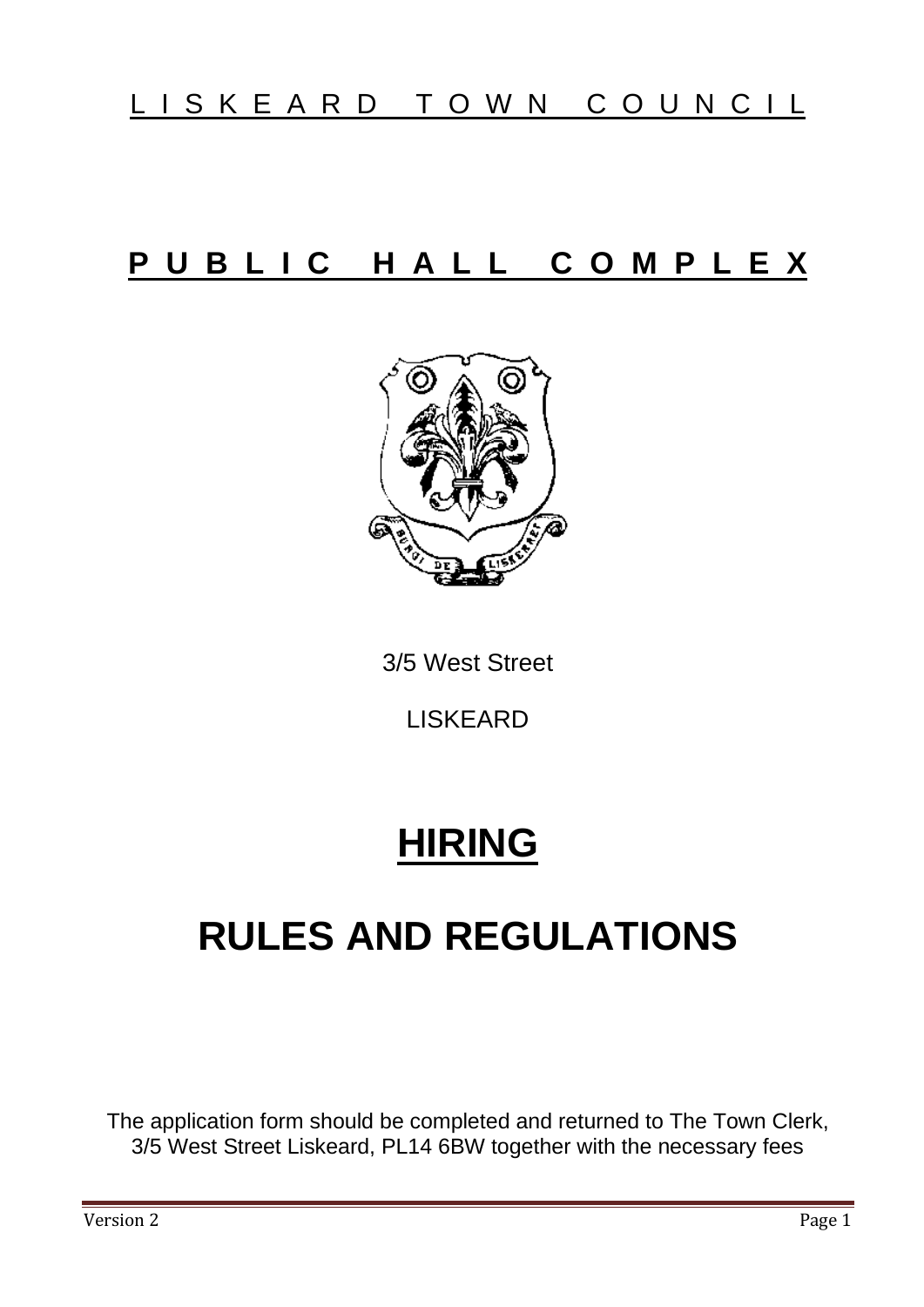# LISKEARD TOWN COUNCIL

# PUBLIC HALL COMPLEX

3/5 West Street

LISKEARD

# HIRING

# RULES AND REGULATIONS

The application form should be completed and returned to The Town Clerk, 3/5 West Street Liskeard, PL14 6BW together with the necessary fees

Version 2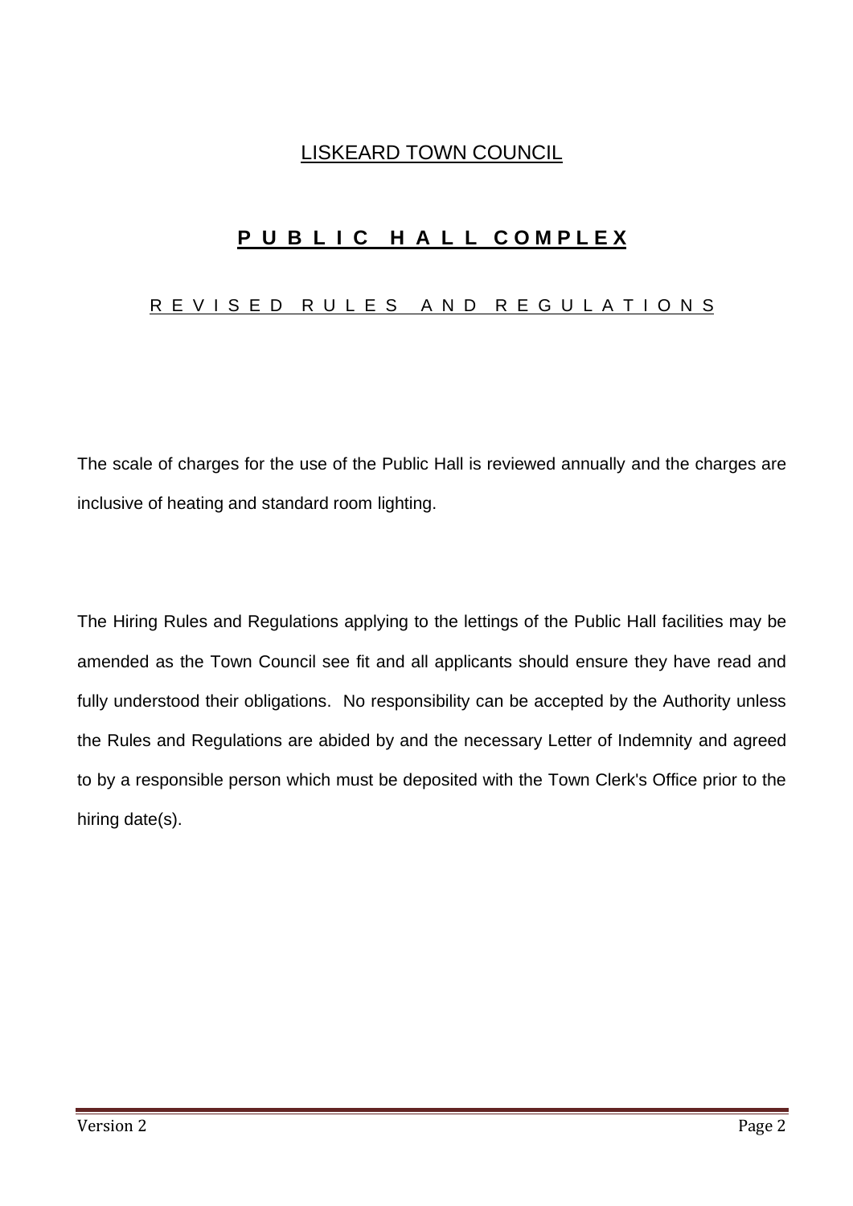# LISKEARD TOWN COUNCIL

## P U B L I C H A L L C O M P L E X

### R E V I S E D R U L E S A N D R E G U L A T I O N S

The scale of charges for the use of the Public Hall is reviewed annually and the charges are inclusive of heating and standard room lighting.

The Hiring Rules and Regulations applying to the lettings of the Public Hall facilities may be amended as the Town Council see fit and all applicants should ensure they have read and fully understood their obligations. No responsibility can be accepted by the Authority unless the Rules and Regulations are abided by and the necessary Letter of Indemnity and agreed to by a responsible person which must be deposited with the Town Clerk's Office prior to the hiring date(s).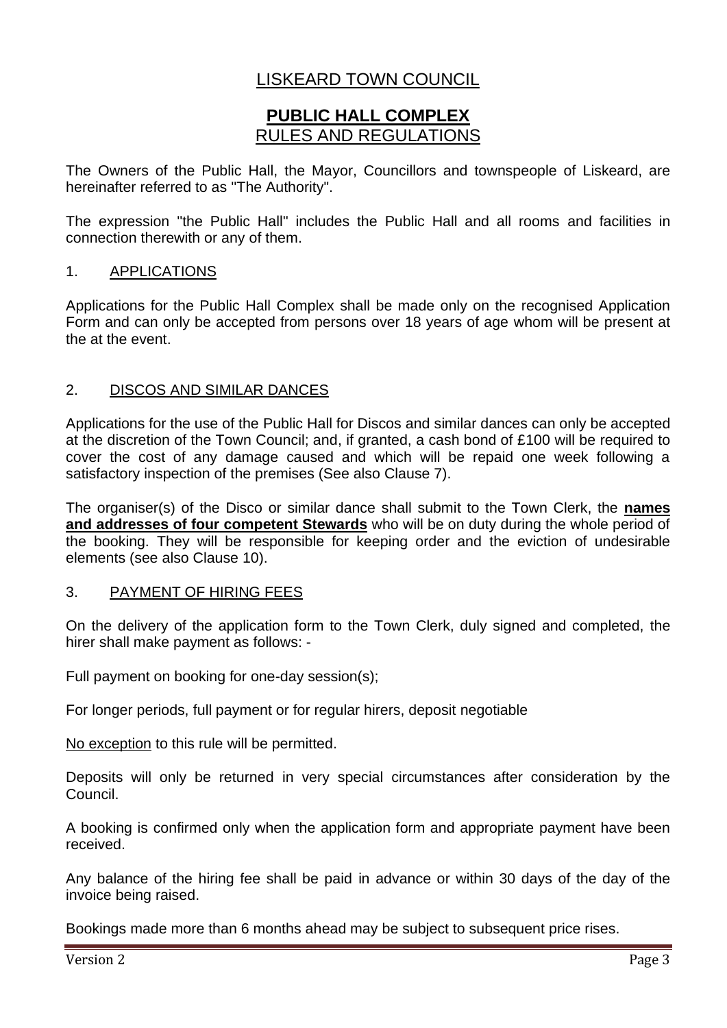# LISKEARD TOWN COUNCIL

## PUBLIC HALL COMPLEX
## RULES AND REGULATIONS

The Owners of the Public Hall, the Mayor, Councillors and townspeople of Liskeard, are hereinafter referred to as "The Authority".

The expression "the Public Hall" includes the Public Hall and all rooms and facilities in connection therewith or any of them.

### 1. APPLICATIONS

Applications for the Public Hall Complex shall be made only on the recognised Application Form and can only be accepted from persons over 18 years of age whom will be present at the at the event.

### 2. DISCOS AND SIMILAR DANCES

Applications for the use of the Public Hall for Discos and similar dances can only be accepted at the discretion of the Town Council; and, if granted, a cash bond of £100 will be required to cover the cost of any damage caused and which will be repaid one week following a satisfactory inspection of the premises (See also Clause 7).

The organiser(s) of the Disco or similar dance shall submit to the Town Clerk, the **names and addresses of four competent Stewards** who will be on duty during the whole period of the booking. They will be responsible for keeping order and the eviction of undesirable elements (see also Clause 10).

### 3. PAYMENT OF HIRING FEES

On the delivery of the application form to the Town Clerk, duly signed and completed, the hirer shall make payment as follows: -

Full payment on booking for one-day session(s);

For longer periods, full payment or for regular hirers, deposit negotiable

No exception to this rule will be permitted.

Deposits will only be returned in very special circumstances after consideration by the Council.

A booking is confirmed only when the application form and appropriate payment have been received.

Any balance of the hiring fee shall be paid in advance or within 30 days of the day of the invoice being raised.

Bookings made more than 6 months ahead may be subject to subsequent price rises.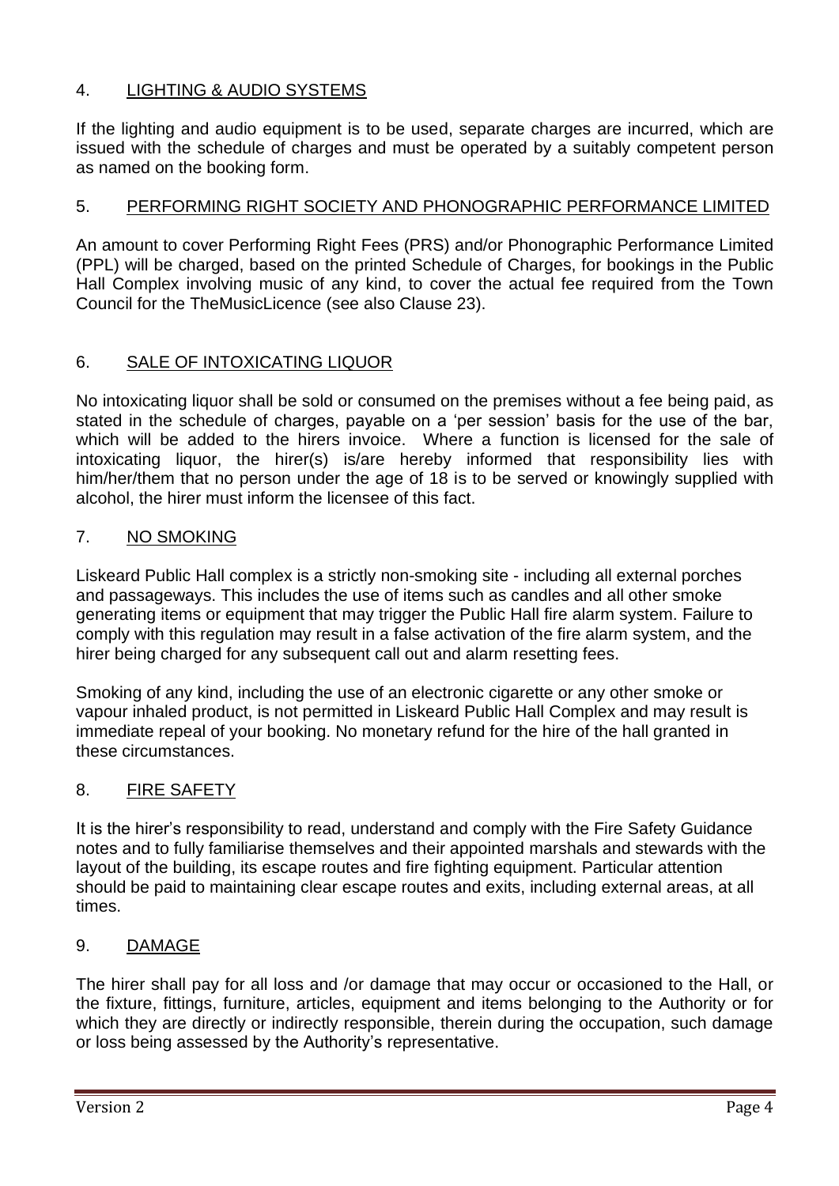## 4. LIGHTING & AUDIO SYSTEMS

If the lighting and audio equipment is to be used, separate charges are incurred, which are issued with the schedule of charges and must be operated by a suitably competent person as named on the booking form.

## 5. PERFORMING RIGHT SOCIETY AND PHONOGRAPHIC PERFORMANCE LIMITED

An amount to cover Performing Right Fees (PRS) and/or Phonographic Performance Limited (PPL) will be charged, based on the printed Schedule of Charges, for bookings in the Public Hall Complex involving music of any kind, to cover the actual fee required from the Town Council for the TheMusicLicence (see also Clause 23).

## 6. SALE OF INTOXICATING LIQUOR

No intoxicating liquor shall be sold or consumed on the premises without a fee being paid, as stated in the schedule of charges, payable on a 'per session' basis for the use of the bar, which will be added to the hirers invoice. Where a function is licensed for the sale of intoxicating liquor, the hirer(s) is/are hereby informed that responsibility lies with him/her/them that no person under the age of 18 is to be served or knowingly supplied with alcohol, the hirer must inform the licensee of this fact.

## 7. NO SMOKING

Liskeard Public Hall complex is a strictly non-smoking site - including all external porches and passageways. This includes the use of items such as candles and all other smoke generating items or equipment that may trigger the Public Hall fire alarm system. Failure to comply with this regulation may result in a false activation of the fire alarm system, and the hirer being charged for any subsequent call out and alarm resetting fees.

Smoking of any kind, including the use of an electronic cigarette or any other smoke or vapour inhaled product, is not permitted in Liskeard Public Hall Complex and may result is immediate repeal of your booking. No monetary refund for the hire of the hall granted in these circumstances.

## 8. FIRE SAFETY

It is the hirer's responsibility to read, understand and comply with the Fire Safety Guidance notes and to fully familiarise themselves and their appointed marshals and stewards with the layout of the building, its escape routes and fire fighting equipment. Particular attention should be paid to maintaining clear escape routes and exits, including external areas, at all times.

## 9. DAMAGE

The hirer shall pay for all loss and /or damage that may occur or occasioned to the Hall, or the fixture, fittings, furniture, articles, equipment and items belonging to the Authority or for which they are directly or indirectly responsible, therein during the occupation, such damage or loss being assessed by the Authority's representative.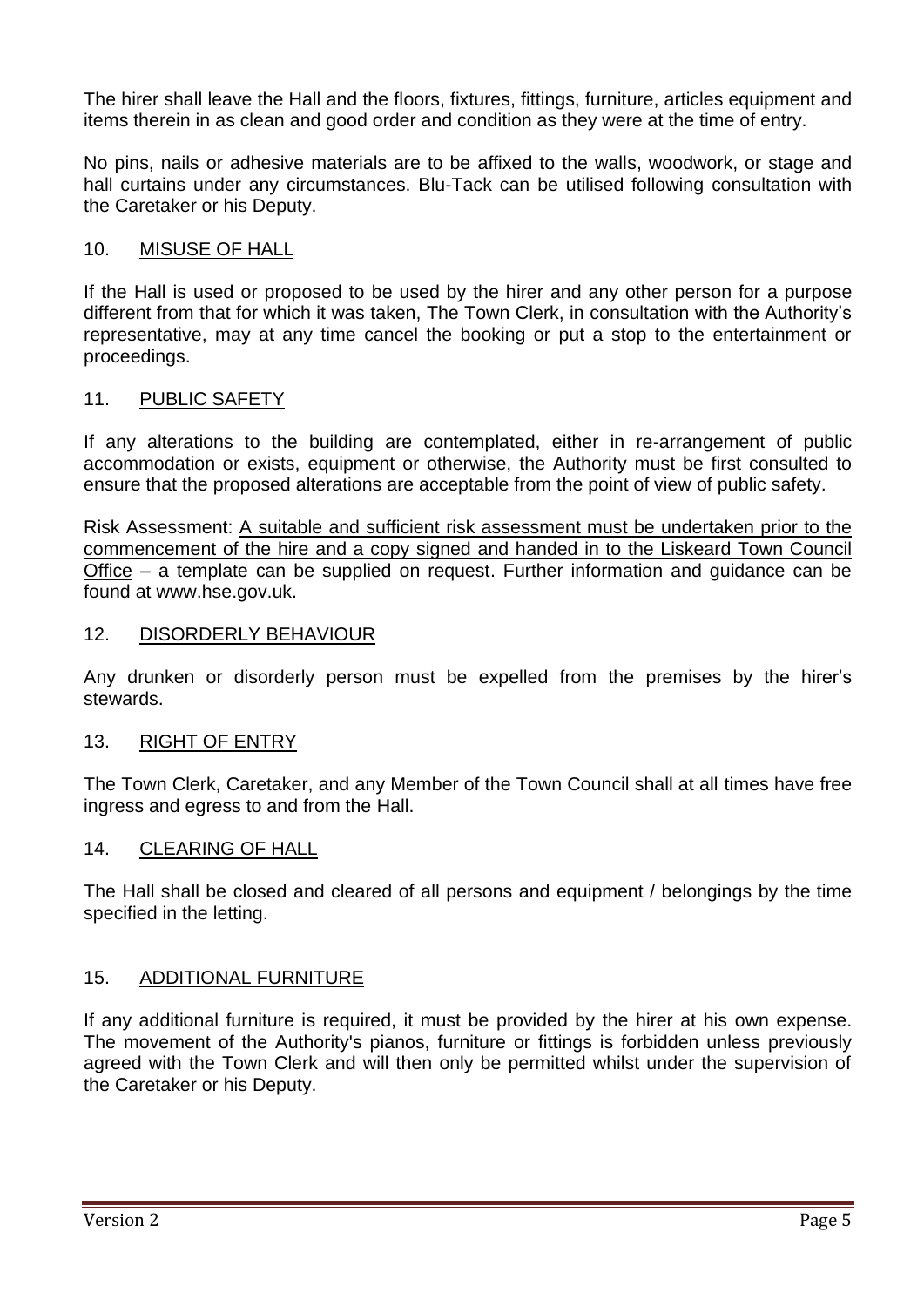The hirer shall leave the Hall and the floors, fixtures, fittings, furniture, articles equipment and items therein in as clean and good order and condition as they were at the time of entry.

No pins, nails or adhesive materials are to be affixed to the walls, woodwork, or stage and hall curtains under any circumstances. Blu-Tack can be utilised following consultation with the Caretaker or his Deputy.

## 10. MISUSE OF HALL

If the Hall is used or proposed to be used by the hirer and any other person for a purpose different from that for which it was taken, The Town Clerk, in consultation with the Authority's representative, may at any time cancel the booking or put a stop to the entertainment or proceedings.

## 11. PUBLIC SAFETY

If any alterations to the building are contemplated, either in re-arrangement of public accommodation or exists, equipment or otherwise, the Authority must be first consulted to ensure that the proposed alterations are acceptable from the point of view of public safety.

Risk Assessment: A suitable and sufficient risk assessment must be undertaken prior to the commencement of the hire and a copy signed and handed in to the Liskeard Town Council Office – a template can be supplied on request. Further information and guidance can be found at www.hse.gov.uk.

## 12. DISORDERLY BEHAVIOUR

Any drunken or disorderly person must be expelled from the premises by the hirer's stewards.

## 13. RIGHT OF ENTRY

The Town Clerk, Caretaker, and any Member of the Town Council shall at all times have free ingress and egress to and from the Hall.

## 14. CLEARING OF HALL

The Hall shall be closed and cleared of all persons and equipment / belongings by the time specified in the letting.

## 15. ADDITIONAL FURNITURE

If any additional furniture is required, it must be provided by the hirer at his own expense. The movement of the Authority's pianos, furniture or fittings is forbidden unless previously agreed with the Town Clerk and will then only be permitted whilst under the supervision of the Caretaker or his Deputy.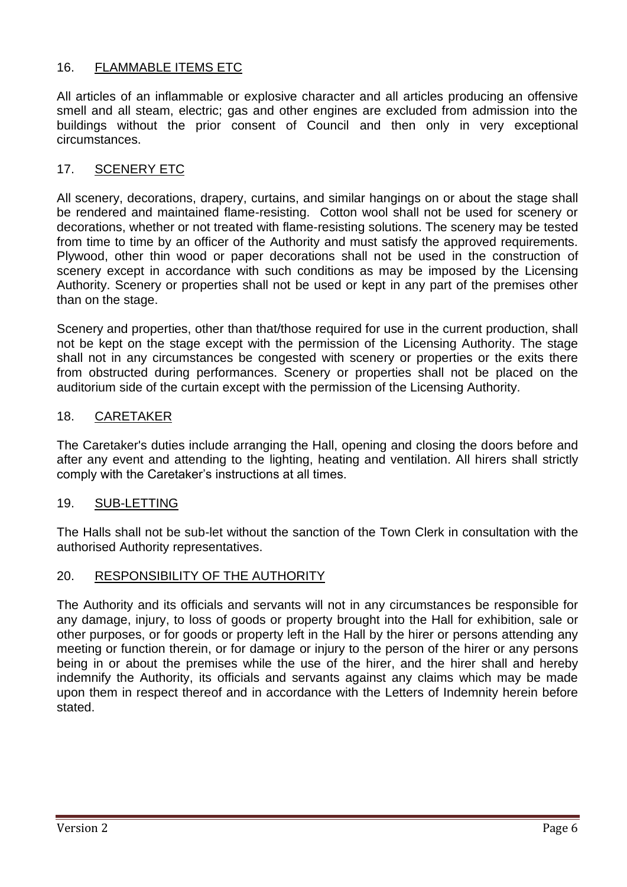## 16. FLAMMABLE ITEMS ETC

All articles of an inflammable or explosive character and all articles producing an offensive smell and all steam, electric; gas and other engines are excluded from admission into the buildings without the prior consent of Council and then only in very exceptional circumstances.

## 17. SCENERY ETC

All scenery, decorations, drapery, curtains, and similar hangings on or about the stage shall be rendered and maintained flame-resisting. Cotton wool shall not be used for scenery or decorations, whether or not treated with flame-resisting solutions. The scenery may be tested from time to time by an officer of the Authority and must satisfy the approved requirements. Plywood, other thin wood or paper decorations shall not be used in the construction of scenery except in accordance with such conditions as may be imposed by the Licensing Authority. Scenery or properties shall not be used or kept in any part of the premises other than on the stage.

Scenery and properties, other than that/those required for use in the current production, shall not be kept on the stage except with the permission of the Licensing Authority. The stage shall not in any circumstances be congested with scenery or properties or the exits there from obstructed during performances. Scenery or properties shall not be placed on the auditorium side of the curtain except with the permission of the Licensing Authority.

## 18. CARETAKER

The Caretaker's duties include arranging the Hall, opening and closing the doors before and after any event and attending to the lighting, heating and ventilation. All hirers shall strictly comply with the Caretaker's instructions at all times.

## 19. SUB-LETTING

The Halls shall not be sub-let without the sanction of the Town Clerk in consultation with the authorised Authority representatives.

## 20. RESPONSIBILITY OF THE AUTHORITY

The Authority and its officials and servants will not in any circumstances be responsible for any damage, injury, to loss of goods or property brought into the Hall for exhibition, sale or other purposes, or for goods or property left in the Hall by the hirer or persons attending any meeting or function therein, or for damage or injury to the person of the hirer or any persons being in or about the premises while the use of the hirer, and the hirer shall and hereby indemnify the Authority, its officials and servants against any claims which may be made upon them in respect thereof and in accordance with the Letters of Indemnity herein before stated.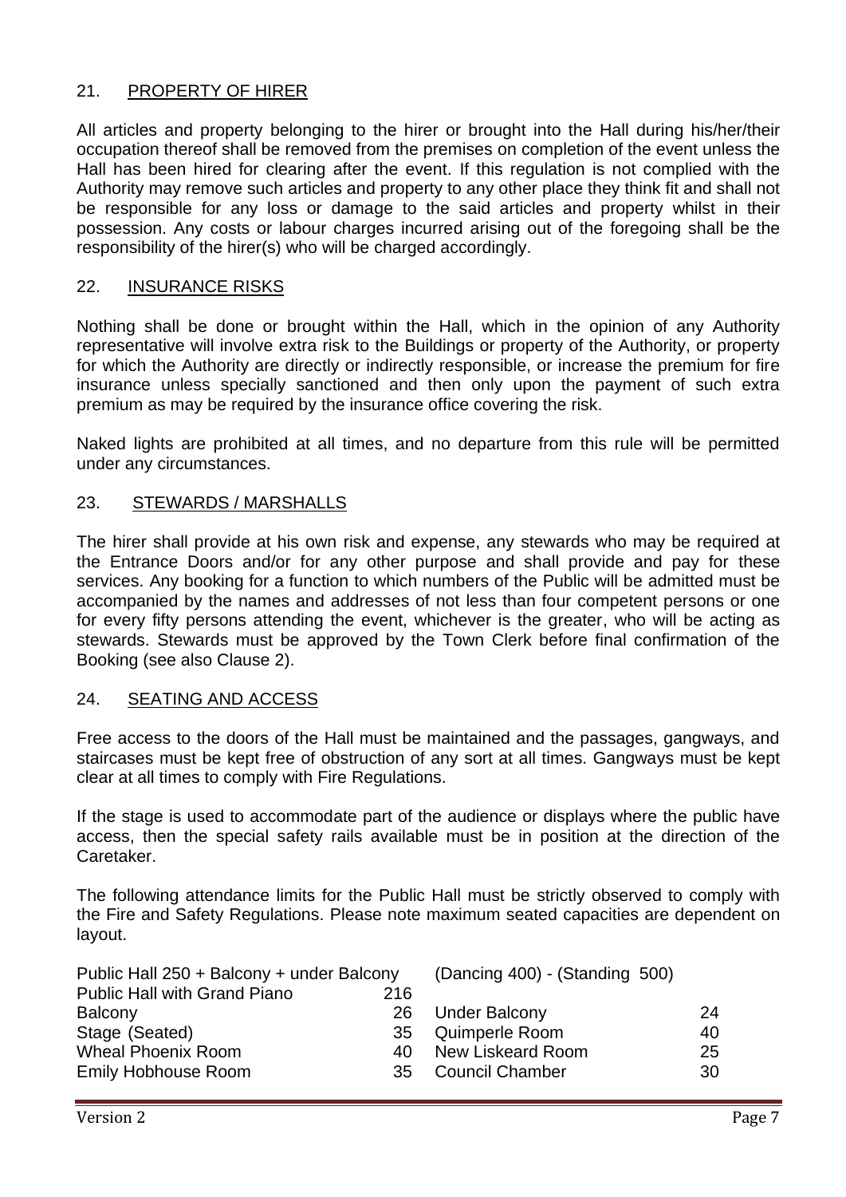## 21. <u>PROPERTY OF HIRER</u>

All articles and property belonging to the hirer or brought into the Hall during his/her/their occupation thereof shall be removed from the premises on completion of the event unless the Hall has been hired for clearing after the event. If this regulation is not complied with the Authority may remove such articles and property to any other place they think fit and shall not be responsible for any loss or damage to the said articles and property whilst in their possession. Any costs or labour charges incurred arising out of the foregoing shall be the responsibility of the hirer(s) who will be charged accordingly.

## 22. <u>INSURANCE RISKS</u>

Nothing shall be done or brought within the Hall, which in the opinion of any Authority representative will involve extra risk to the Buildings or property of the Authority, or property for which the Authority are directly or indirectly responsible, or increase the premium for fire insurance unless specially sanctioned and then only upon the payment of such extra premium as may be required by the insurance office covering the risk.

Naked lights are prohibited at all times, and no departure from this rule will be permitted under any circumstances.

## 23. <u>STEWARDS / MARSHALLS</u>

The hirer shall provide at his own risk and expense, any stewards who may be required at the Entrance Doors and/or for any other purpose and shall provide and pay for these services. Any booking for a function to which numbers of the Public will be admitted must be accompanied by the names and addresses of not less than four competent persons or one for every fifty persons attending the event, whichever is the greater, who will be acting as stewards. Stewards must be approved by the Town Clerk before final confirmation of the Booking (see also Clause 2).

## 24. <u>SEATING AND ACCESS</u>

Free access to the doors of the Hall must be maintained and the passages, gangways, and staircases must be kept free of obstruction of any sort at all times. Gangways must be kept clear at all times to comply with Fire Regulations.

If the stage is used to accommodate part of the audience or displays where the public have access, then the special safety rails available must be in position at the direction of the Caretaker.

The following attendance limits for the Public Hall must be strictly observed to comply with the Fire and Safety Regulations. Please note maximum seated capacities are dependent on layout.

| Public Hall 250 + Balcony + under Balcony | | (Dancing 400) - (Standing 500) | |
|---|---|---|---|
| Public Hall with Grand Piano | 216 | | |
| Balcony | 26 | Under Balcony | 24 |
| Stage (Seated) | 35 | Quimperle Room | 40 |
| Wheal Phoenix Room | 40 | New Liskeard Room | 25 |
| Emily Hobhouse Room | 35 | Council Chamber | 30 |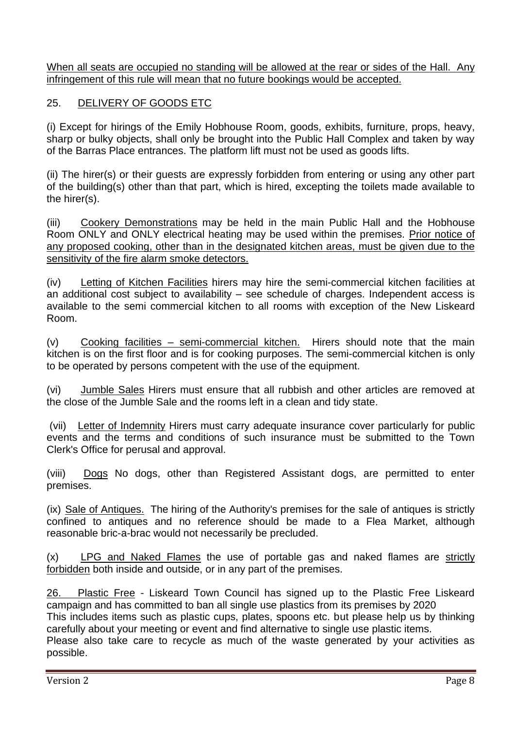When all seats are occupied no standing will be allowed at the rear or sides of the Hall. Any infringement of this rule will mean that no future bookings would be accepted.

## 25. DELIVERY OF GOODS ETC

(i) Except for hirings of the Emily Hobhouse Room, goods, exhibits, furniture, props, heavy, sharp or bulky objects, shall only be brought into the Public Hall Complex and taken by way of the Barras Place entrances. The platform lift must not be used as goods lifts.

(ii) The hirer(s) or their guests are expressly forbidden from entering or using any other part of the building(s) other than that part, which is hired, excepting the toilets made available to the hirer(s).

(iii) Cookery Demonstrations may be held in the main Public Hall and the Hobhouse Room ONLY and ONLY electrical heating may be used within the premises. Prior notice of any proposed cooking, other than in the designated kitchen areas, must be given due to the sensitivity of the fire alarm smoke detectors.

(iv) Letting of Kitchen Facilities hirers may hire the semi-commercial kitchen facilities at an additional cost subject to availability – see schedule of charges. Independent access is available to the semi commercial kitchen to all rooms with exception of the New Liskeard Room.

(v) Cooking facilities – semi-commercial kitchen. Hirers should note that the main kitchen is on the first floor and is for cooking purposes. The semi-commercial kitchen is only to be operated by persons competent with the use of the equipment.

(vi) Jumble Sales Hirers must ensure that all rubbish and other articles are removed at the close of the Jumble Sale and the rooms left in a clean and tidy state.

(vii) Letter of Indemnity Hirers must carry adequate insurance cover particularly for public events and the terms and conditions of such insurance must be submitted to the Town Clerk's Office for perusal and approval.

(viii) Dogs No dogs, other than Registered Assistant dogs, are permitted to enter premises.

(ix) Sale of Antiques. The hiring of the Authority's premises for the sale of antiques is strictly confined to antiques and no reference should be made to a Flea Market, although reasonable bric-a-brac would not necessarily be precluded.

(x) LPG and Naked Flames the use of portable gas and naked flames are strictly forbidden both inside and outside, or in any part of the premises.

26. Plastic Free - Liskeard Town Council has signed up to the Plastic Free Liskeard campaign and has committed to ban all single use plastics from its premises by 2020
This includes items such as plastic cups, plates, spoons etc. but please help us by thinking carefully about your meeting or event and find alternative to single use plastic items.
Please also take care to recycle as much of the waste generated by your activities as possible.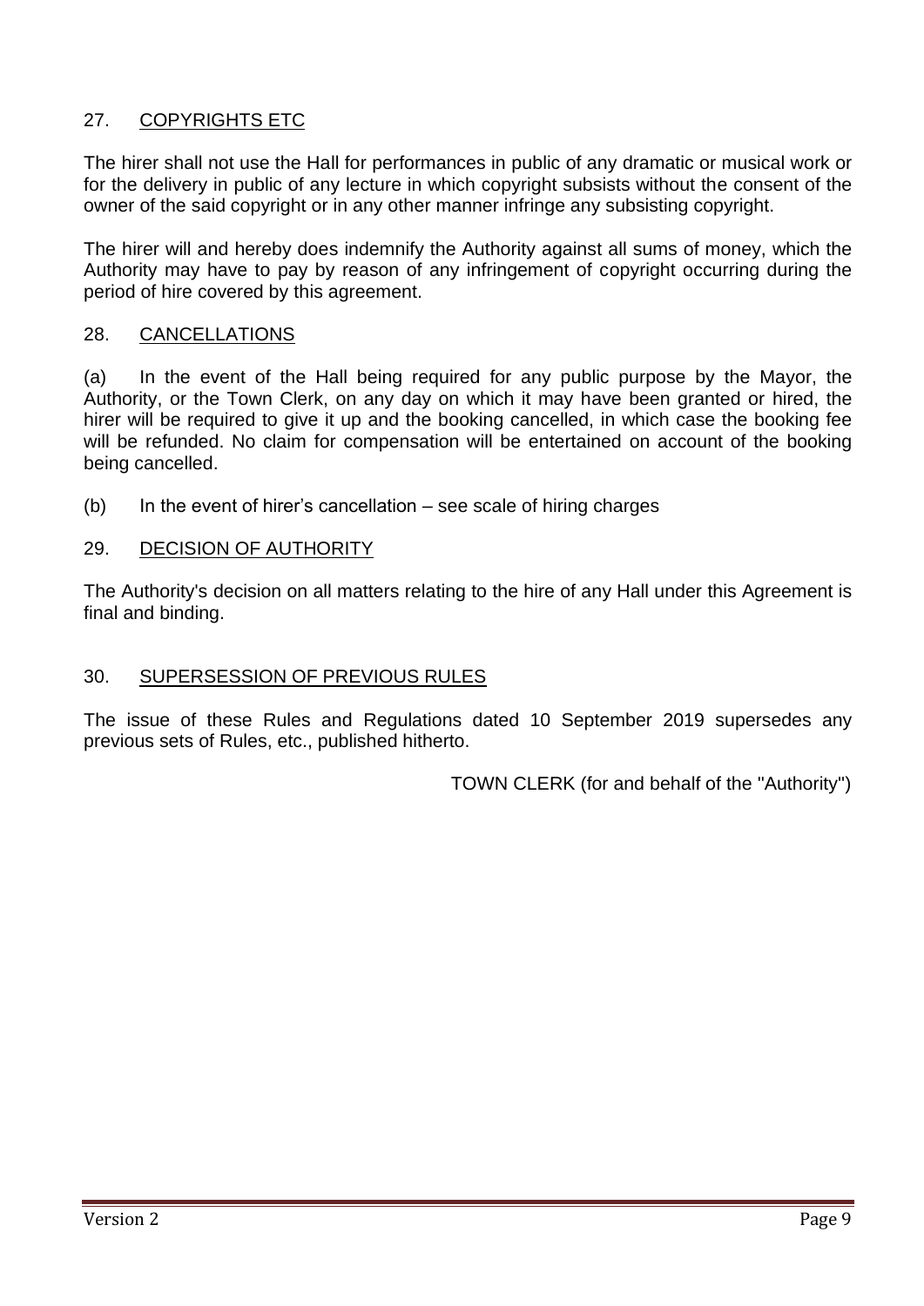## 27. COPYRIGHTS ETC

The hirer shall not use the Hall for performances in public of any dramatic or musical work or for the delivery in public of any lecture in which copyright subsists without the consent of the owner of the said copyright or in any other manner infringe any subsisting copyright.

The hirer will and hereby does indemnify the Authority against all sums of money, which the Authority may have to pay by reason of any infringement of copyright occurring during the period of hire covered by this agreement.

## 28. CANCELLATIONS

(a) In the event of the Hall being required for any public purpose by the Mayor, the Authority, or the Town Clerk, on any day on which it may have been granted or hired, the hirer will be required to give it up and the booking cancelled, in which case the booking fee will be refunded. No claim for compensation will be entertained on account of the booking being cancelled.

(b) In the event of hirer's cancellation – see scale of hiring charges

## 29. DECISION OF AUTHORITY

The Authority's decision on all matters relating to the hire of any Hall under this Agreement is final and binding.

## 30. SUPERSESSION OF PREVIOUS RULES

The issue of these Rules and Regulations dated 10 September 2019 supersedes any previous sets of Rules, etc., published hitherto.

TOWN CLERK (for and behalf of the "Authority")